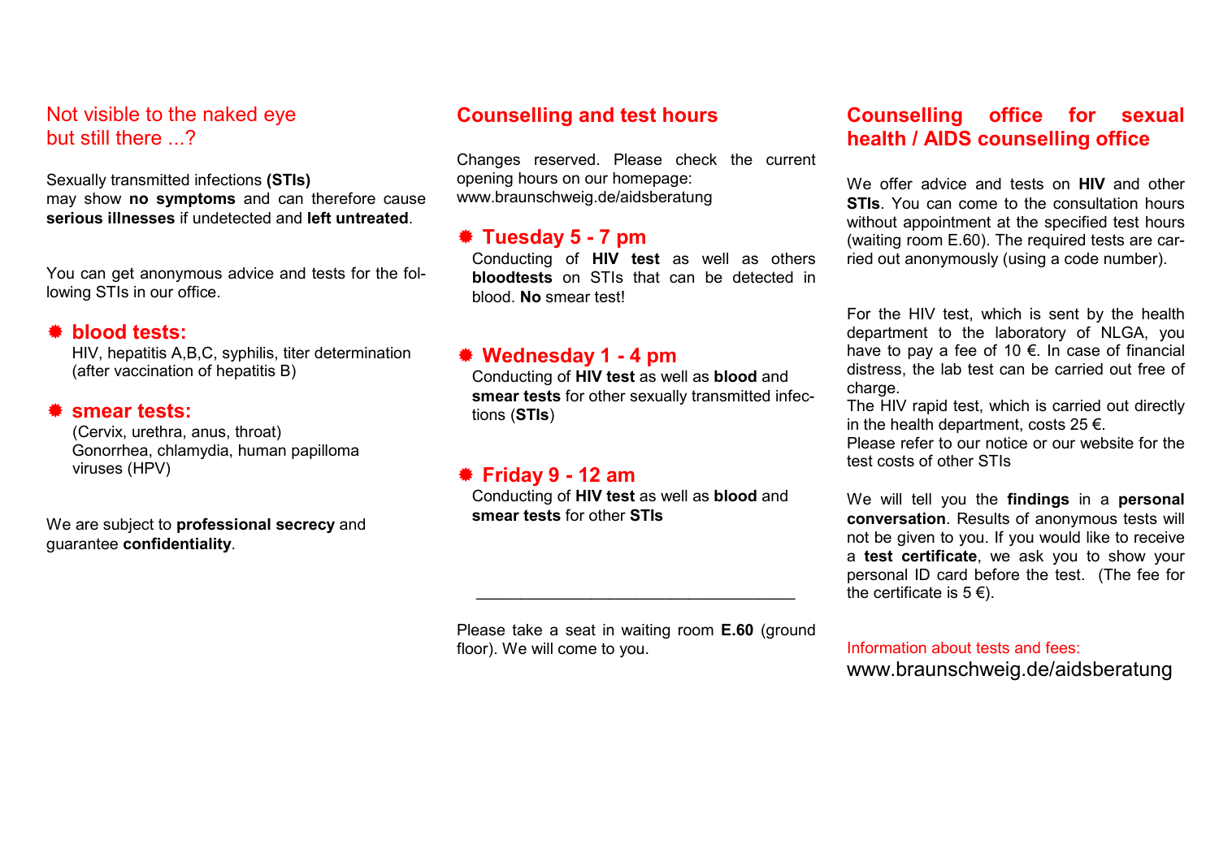## Not visible to the naked eye but still there ...?

Sexually transmitted infections **(STIs)** may show **no symptoms** and can therefore cause **serious illnesses** if undetected and **left untreated**.

You can get anonymous advice and tests for the following STIs in our office.

### blood tests:

HIV, hepatitis A,B,C, syphilis, titer determination (after vaccination of hepatitis B)

### smear tests:

(Cervix, urethra, anus, throat)
Gonorrhea, chlamydia, human papilloma viruses (HPV)

We are subject to **professional secrecy** and guarantee **confidentiality**.

## Counselling and test hours

Changes reserved. Please check the current opening hours on our homepage: www.braunschweig.de/aidsberatung

### Tuesday 5 - 7 pm

Conducting of **HIV test** as well as others **bloodtests** on STIs that can be detected in blood. **No** smear test!

### Wednesday 1 - 4 pm

Conducting of **HIV test** as well as **blood** and **smear tests** for other sexually transmitted infections (**STIs**)

### Friday 9 - 12 am

Conducting of **HIV test** as well as **blood** and **smear tests** for other **STIs**

---

Please take a seat in waiting room **E.60** (ground floor). We will come to you.

## Counselling office for sexual health / AIDS counselling office

We offer advice and tests on **HIV** and other **STIs**. You can come to the consultation hours without appointment at the specified test hours (waiting room E.60). The required tests are carried out anonymously (using a code number).

For the HIV test, which is sent by the health department to the laboratory of NLGA, you have to pay a fee of 10 €. In case of financial distress, the lab test can be carried out free of charge.
The HIV rapid test, which is carried out directly in the health department, costs 25 €.
Please refer to our notice or our website for the test costs of other STIs

We will tell you the **findings** in a **personal conversation**. Results of anonymous tests will not be given to you. If you would like to receive a **test certificate**, we ask you to show your personal ID card before the test. (The fee for the certificate is 5 €).

Information about tests and fees:
www.braunschweig.de/aidsberatung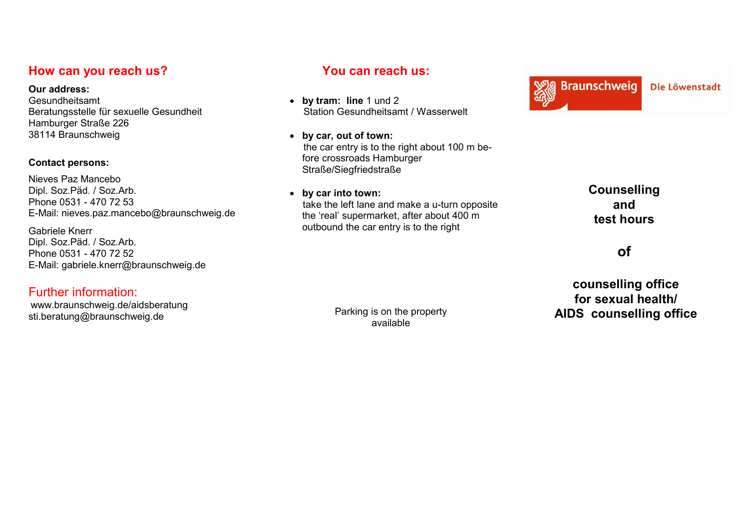## How can you reach us?

**Our address:**
Gesundheitsamt
Beratungsstelle für sexuelle Gesundheit
Hamburger Straße 226
38114 Braunschweig

**Contact persons:**

Nieves Paz Mancebo
Dipl. Soz.Päd. / Soz.Arb.
Phone 0531 - 470 72 53
E-Mail: nieves.paz.mancebo@braunschweig.de

Gabriele Knerr
Dipl. Soz.Päd. / Soz.Arb.
Phone 0531 - 470 72 52
E-Mail: gabriele.knerr@braunschweig.de

## Further information:

www.braunschweig.de/aidsberatung
sti.beratung@braunschweig.de

## You can reach us:

- **by tram: line** 1 und 2
  Station Gesundheitsamt / Wasserwelt
- **by car, out of town:**
  the car entry is to the right about 100 m before crossroads Hamburger Straße/Siegfriedstraße
- **by car into town:**
  take the left lane and make a u-turn opposite the 'real' supermarket, after about 400 m outbound the car entry is to the right

Parking is on the property available

Braunschweig Die Löwenstadt

# Counselling and test hours

# of

# counselling office for sexual health/ AIDS counselling office